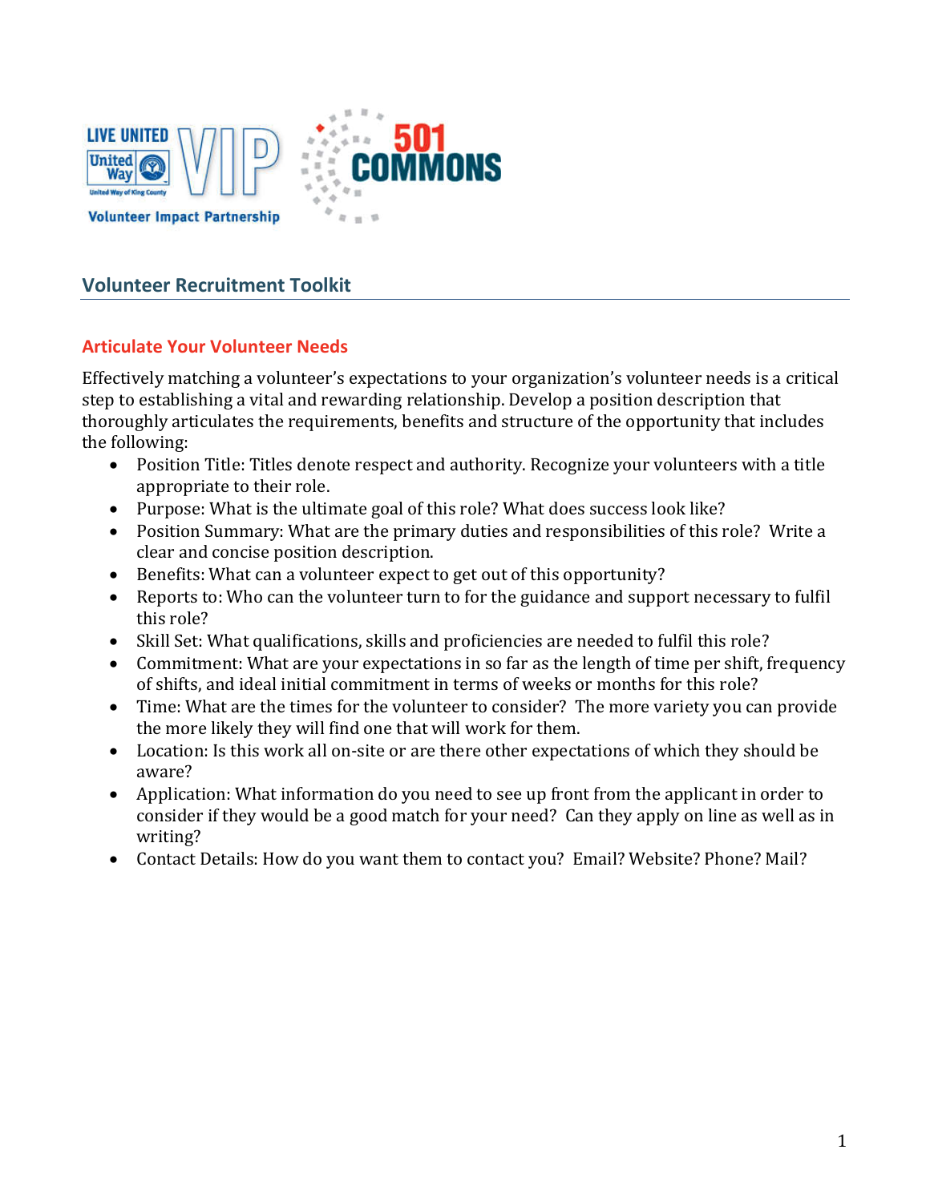## Volunteer Recruitment Toolkit

### Articulate Your Volunteer Needs

Effectively matching a volunteer's expectations to your organization's volunteer needs is a critical step to establishing a vital and rewarding relationship. Develop a position description that thoroughly articulates the requirements, benefits and structure of the opportunity that includes the following:

- Position Title: Titles denote respect and authority. Recognize your volunteers with a title appropriate to their role.
- Purpose: What is the ultimate goal of this role? What does success look like?
- Position Summary: What are the primary duties and responsibilities of this role? Write a clear and concise position description.
- Benefits: What can a volunteer expect to get out of this opportunity?
- Reports to: Who can the volunteer turn to for the guidance and support necessary to fulfil this role?
- Skill Set: What qualifications, skills and proficiencies are needed to fulfil this role?
- Commitment: What are your expectations in so far as the length of time per shift, frequency of shifts, and ideal initial commitment in terms of weeks or months for this role?
- Time: What are the times for the volunteer to consider? The more variety you can provide the more likely they will find one that will work for them.
- Location: Is this work all on-site or are there other expectations of which they should be aware?
- Application: What information do you need to see up front from the applicant in order to consider if they would be a good match for your need? Can they apply on line as well as in writing?
- Contact Details: How do you want them to contact you? Email? Website? Phone? Mail?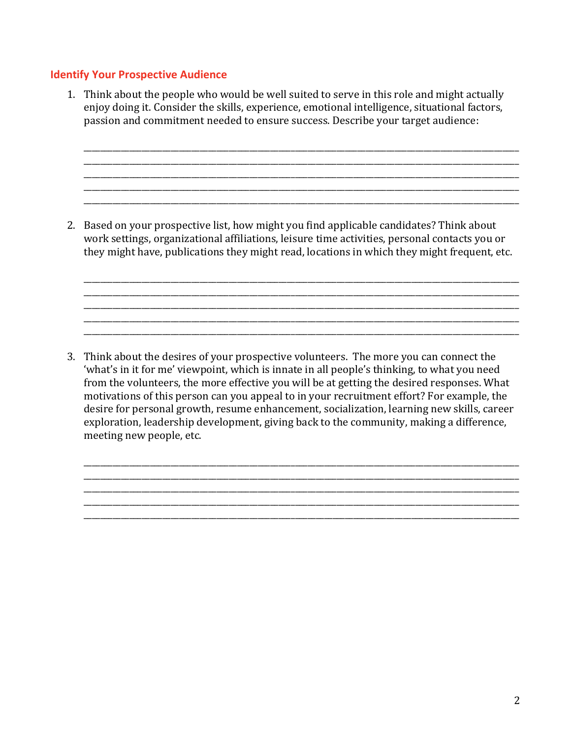## Identify Your Prospective Audience

1. Think about the people who would be well suited to serve in this role and might actually enjoy doing it. Consider the skills, experience, emotional intelligence, situational factors, passion and commitment needed to ensure success. Describe your target audience:

   ______________________________________________________________________________________
   ______________________________________________________________________________________
   ______________________________________________________________________________________
   ______________________________________________________________________________________
   ______________________________________________________________________________________

2. Based on your prospective list, how might you find applicable candidates? Think about work settings, organizational affiliations, leisure time activities, personal contacts you or they might have, publications they might read, locations in which they might frequent, etc.

   ______________________________________________________________________________________
   ______________________________________________________________________________________
   ______________________________________________________________________________________
   ______________________________________________________________________________________
   ______________________________________________________________________________________

3. Think about the desires of your prospective volunteers. The more you can connect the 'what's in it for me' viewpoint, which is innate in all people's thinking, to what you need from the volunteers, the more effective you will be at getting the desired responses. What motivations of this person can you appeal to in your recruitment effort? For example, the desire for personal growth, resume enhancement, socialization, learning new skills, career exploration, leadership development, giving back to the community, making a difference, meeting new people, etc.

   ______________________________________________________________________________________
   ______________________________________________________________________________________
   ______________________________________________________________________________________
   ______________________________________________________________________________________
   ______________________________________________________________________________________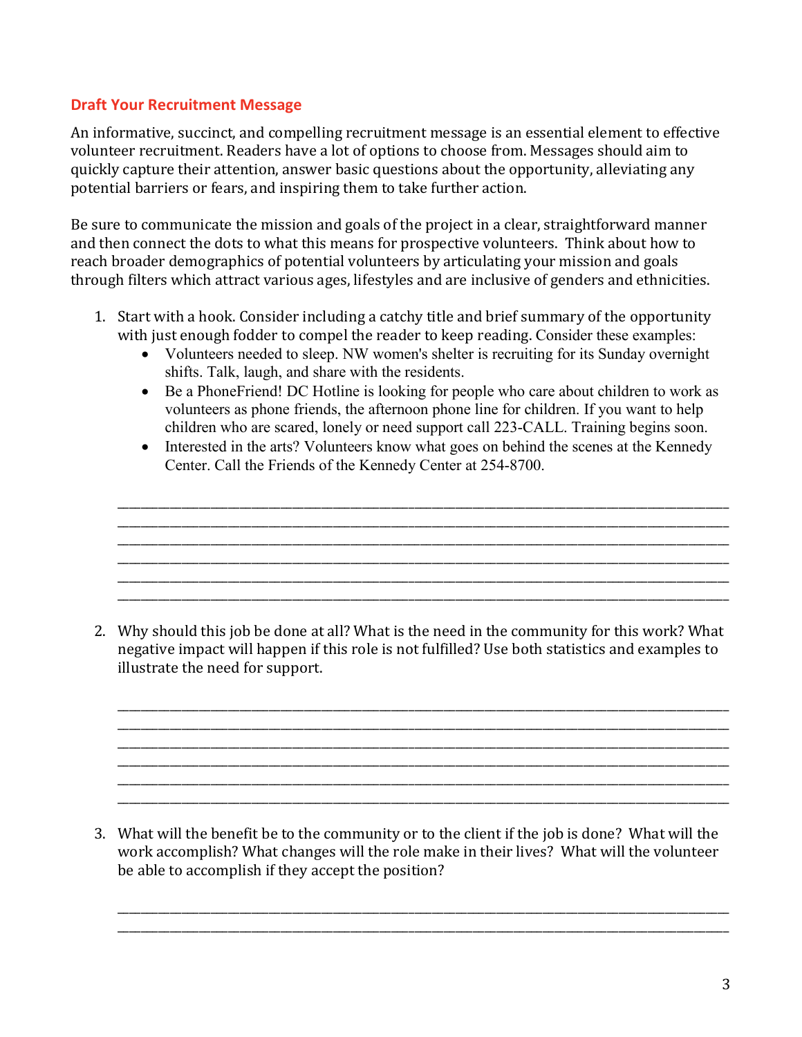## Draft Your Recruitment Message

An informative, succinct, and compelling recruitment message is an essential element to effective volunteer recruitment. Readers have a lot of options to choose from. Messages should aim to quickly capture their attention, answer basic questions about the opportunity, alleviating any potential barriers or fears, and inspiring them to take further action.

Be sure to communicate the mission and goals of the project in a clear, straightforward manner and then connect the dots to what this means for prospective volunteers. Think about how to reach broader demographics of potential volunteers by articulating your mission and goals through filters which attract various ages, lifestyles and are inclusive of genders and ethnicities.

1. Start with a hook. Consider including a catchy title and brief summary of the opportunity with just enough fodder to compel the reader to keep reading. Consider these examples:
   - Volunteers needed to sleep. NW women's shelter is recruiting for its Sunday overnight shifts. Talk, laugh, and share with the residents.
   - Be a PhoneFriend! DC Hotline is looking for people who care about children to work as volunteers as phone friends, the afternoon phone line for children. If you want to help children who are scared, lonely or need support call 223-CALL. Training begins soon.
   - Interested in the arts? Volunteers know what goes on behind the scenes at the Kennedy Center. Call the Friends of the Kennedy Center at 254-8700.

   ______________________________________________________________________________
   ______________________________________________________________________________
   ______________________________________________________________________________
   ______________________________________________________________________________
   ______________________________________________________________________________
   ______________________________________________________________________________

2. Why should this job be done at all? What is the need in the community for this work? What negative impact will happen if this role is not fulfilled? Use both statistics and examples to illustrate the need for support.

   ______________________________________________________________________________
   ______________________________________________________________________________
   ______________________________________________________________________________
   ______________________________________________________________________________
   ______________________________________________________________________________
   ______________________________________________________________________________

3. What will the benefit be to the community or to the client if the job is done? What will the work accomplish? What changes will the role make in their lives? What will the volunteer be able to accomplish if they accept the position?

   ______________________________________________________________________________
   ______________________________________________________________________________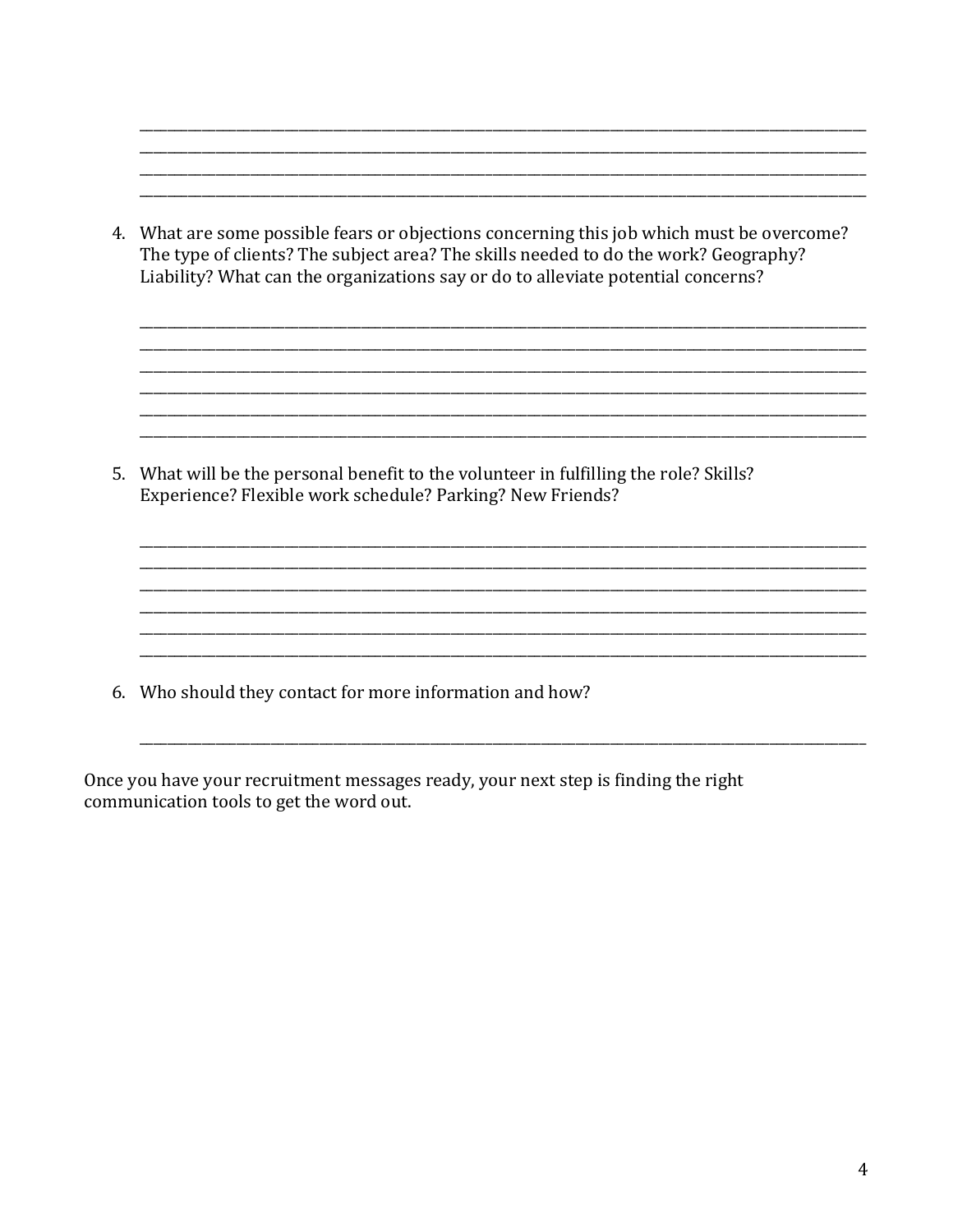______________________________________________________________________________
______________________________________________________________________________
______________________________________________________________________________
______________________________________________________________________________

4. What are some possible fears or objections concerning this job which must be overcome? The type of clients? The subject area? The skills needed to do the work? Geography? Liability? What can the organizations say or do to alleviate potential concerns?

______________________________________________________________________________
______________________________________________________________________________
______________________________________________________________________________
______________________________________________________________________________
______________________________________________________________________________
______________________________________________________________________________

5. What will be the personal benefit to the volunteer in fulfilling the role? Skills? Experience? Flexible work schedule? Parking? New Friends?

______________________________________________________________________________
______________________________________________________________________________
______________________________________________________________________________
______________________________________________________________________________
______________________________________________________________________________
______________________________________________________________________________

6. Who should they contact for more information and how?

______________________________________________________________________________

Once you have your recruitment messages ready, your next step is finding the right communication tools to get the word out.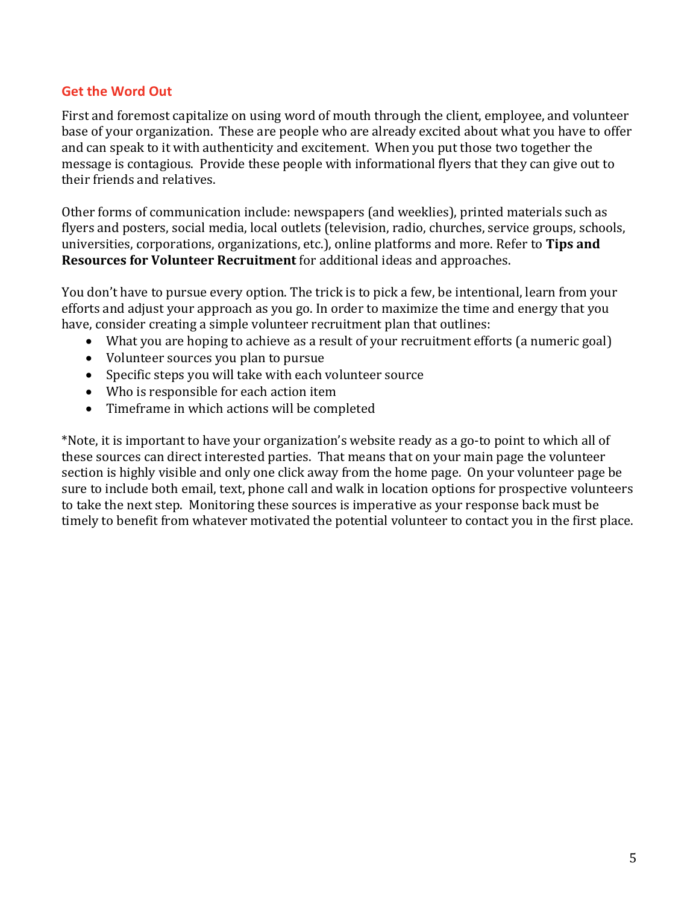## Get the Word Out

First and foremost capitalize on using word of mouth through the client, employee, and volunteer base of your organization. These are people who are already excited about what you have to offer and can speak to it with authenticity and excitement. When you put those two together the message is contagious. Provide these people with informational flyers that they can give out to their friends and relatives.

Other forms of communication include: newspapers (and weeklies), printed materials such as flyers and posters, social media, local outlets (television, radio, churches, service groups, schools, universities, corporations, organizations, etc.), online platforms and more. Refer to **Tips and Resources for Volunteer Recruitment** for additional ideas and approaches.

You don't have to pursue every option. The trick is to pick a few, be intentional, learn from your efforts and adjust your approach as you go. In order to maximize the time and energy that you have, consider creating a simple volunteer recruitment plan that outlines:

- What you are hoping to achieve as a result of your recruitment efforts (a numeric goal)
- Volunteer sources you plan to pursue
- Specific steps you will take with each volunteer source
- Who is responsible for each action item
- Timeframe in which actions will be completed

*Note, it is important to have your organization's website ready as a go-to point to which all of these sources can direct interested parties. That means that on your main page the volunteer section is highly visible and only one click away from the home page. On your volunteer page be sure to include both email, text, phone call and walk in location options for prospective volunteers to take the next step. Monitoring these sources is imperative as your response back must be timely to benefit from whatever motivated the potential volunteer to contact you in the first place.